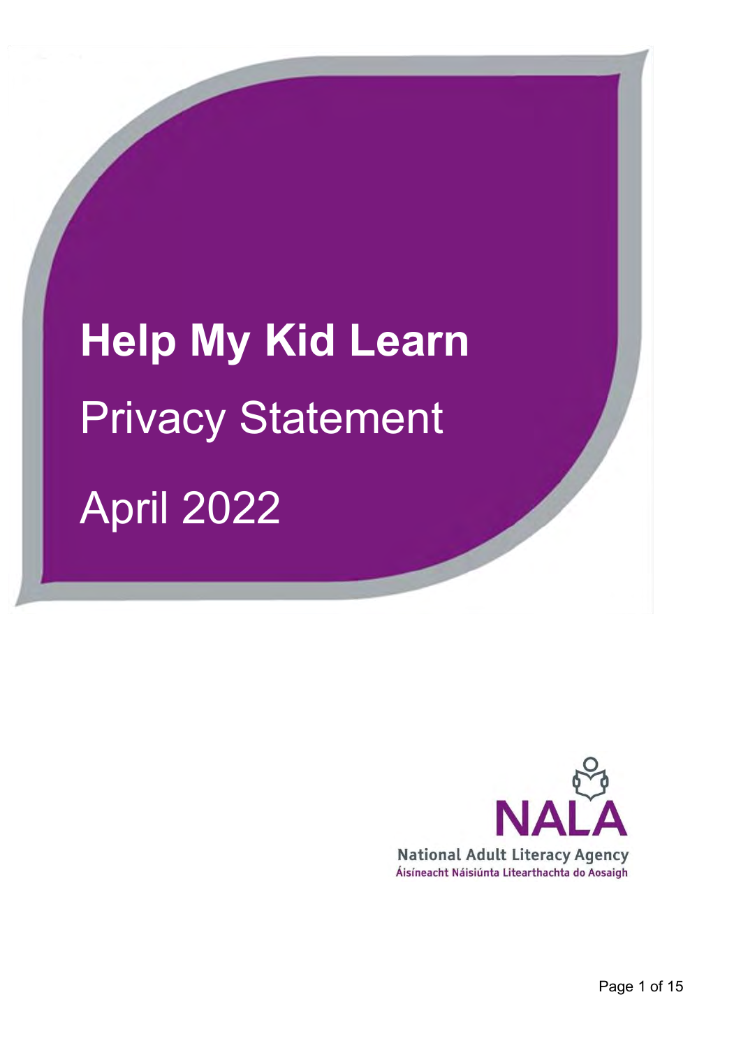# Help My Kid Learn

## Privacy Statement

## April 2022

NALA

National Adult Literacy Agency

Áisíneacht Náisiúnta Litearthachta do Aosaigh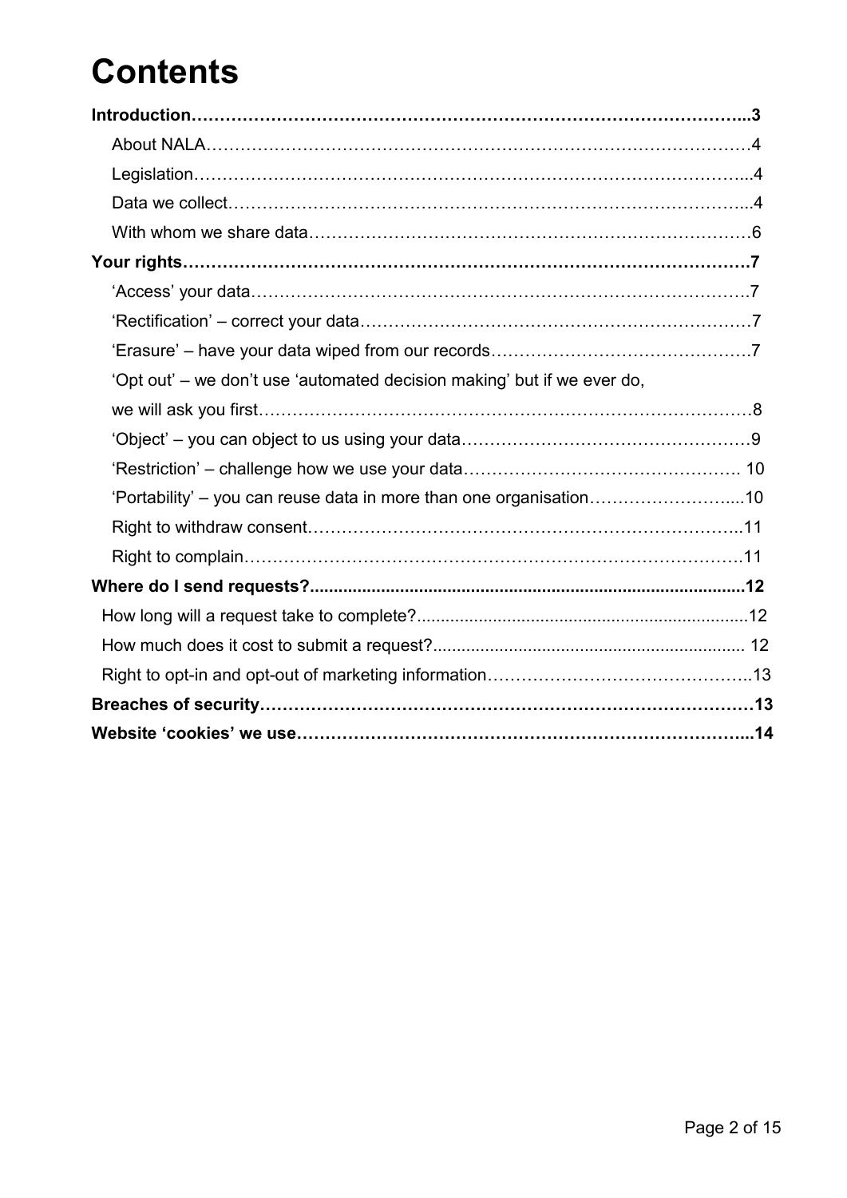# Contents

**Introduction…………………………………………………………………………………...3**

About NALA………………………………………………………………………………4

Legislation………………………………………………………………………………...4

Data we collect…………………………………………………………………………...4

With whom we share data………………………………………………………………6

**Your rights………………………………………………………………………………………7**

'Access' your data………………………………………………………………………….7

'Rectification' – correct your data…………………………………………………………7

'Erasure' – have your data wiped from our records……………………………………….7

'Opt out' – we don't use 'automated decision making' but if we ever do,
we will ask you first……………………………………………………………………………8

'Object' – you can object to us using your data……………………………………………9

'Restriction' – challenge how we use your data…………………………………………. 10

'Portability' – you can reuse data in more than one organisation……………………....10

Right to withdraw consent………………………………………………………………..11

Right to complain………………………………………………………………………….11

**Where do I send requests?...........................................................................................12**

How long will a request take to complete?....................................................................12

How much does it cost to submit a request?................................................................. 12

Right to opt-in and opt-out of marketing information………………………………………..13

**Breaches of security……………………………………………………………………………13**

**Website 'cookies' we use………………………………………………………………………...14**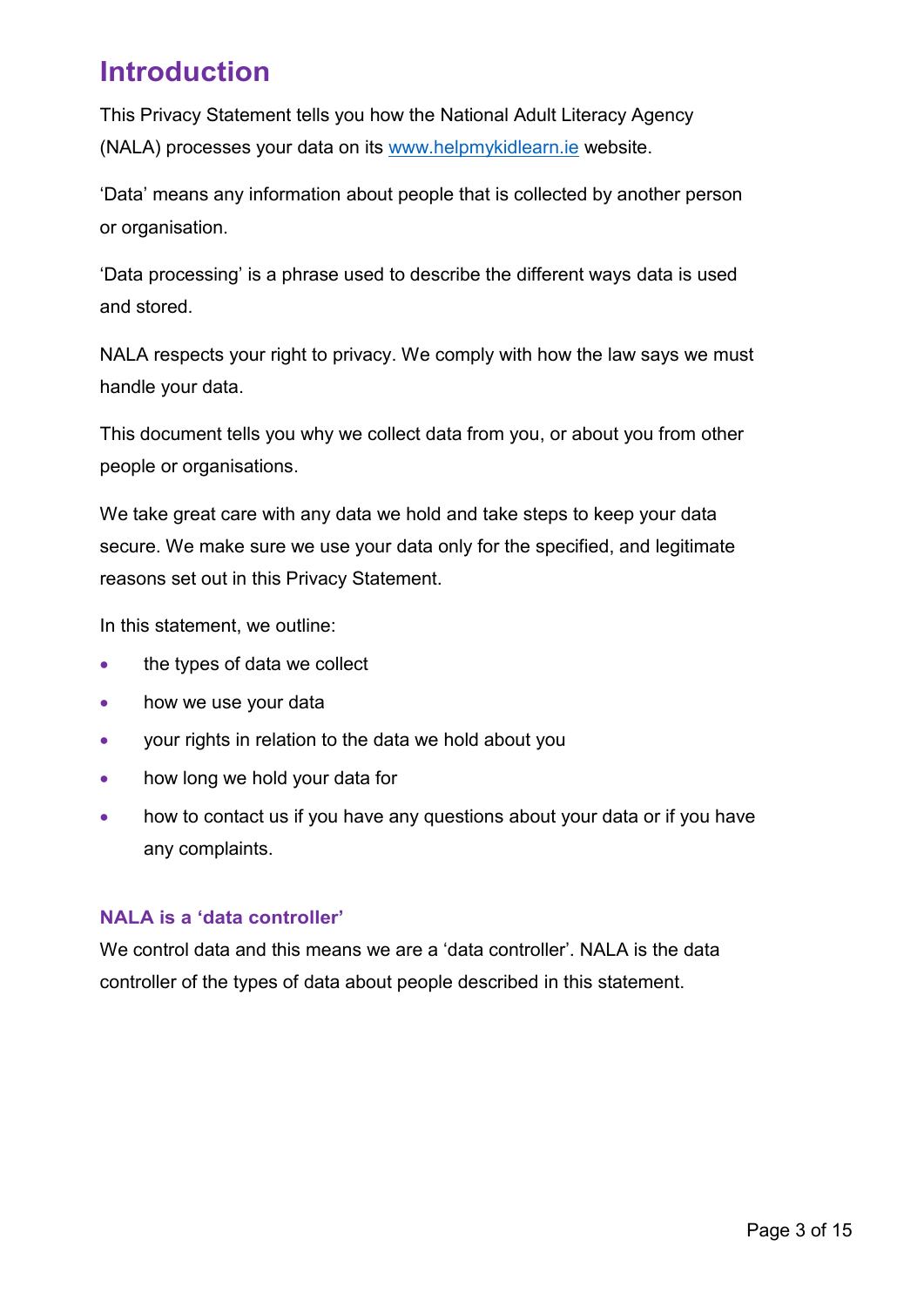# Introduction

This Privacy Statement tells you how the National Adult Literacy Agency (NALA) processes your data on its [www.helpmykidlearn.ie](http://www.helpmykidlearn.ie) website.

'Data' means any information about people that is collected by another person or organisation.

'Data processing' is a phrase used to describe the different ways data is used and stored.

NALA respects your right to privacy. We comply with how the law says we must handle your data.

This document tells you why we collect data from you, or about you from other people or organisations.

We take great care with any data we hold and take steps to keep your data secure. We make sure we use your data only for the specified, and legitimate reasons set out in this Privacy Statement.

In this statement, we outline:

- the types of data we collect
- how we use your data
- your rights in relation to the data we hold about you
- how long we hold your data for
- how to contact us if you have any questions about your data or if you have any complaints.

### NALA is a 'data controller'

We control data and this means we are a 'data controller'. NALA is the data controller of the types of data about people described in this statement.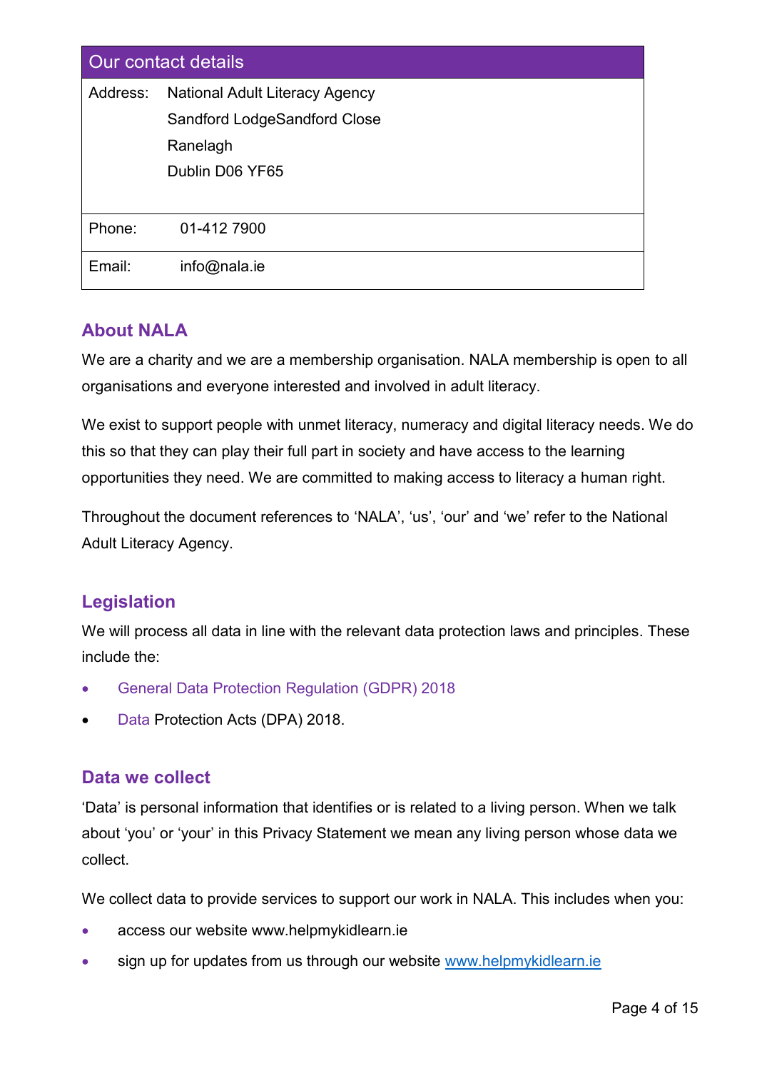| Our contact details | |
|---|---|
| Address: | National Adult Literacy Agency<br>Sandford LodgeSandford Close<br>Ranelagh<br>Dublin D06 YF65 |
| Phone: | 01-412 7900 |
| Email: | info@nala.ie |

## About NALA

We are a charity and we are a membership organisation. NALA membership is open to all organisations and everyone interested and involved in adult literacy.

We exist to support people with unmet literacy, numeracy and digital literacy needs. We do this so that they can play their full part in society and have access to the learning opportunities they need. We are committed to making access to literacy a human right.

Throughout the document references to 'NALA', 'us', 'our' and 'we' refer to the National Adult Literacy Agency.

## Legislation

We will process all data in line with the relevant data protection laws and principles. These include the:

- General Data Protection Regulation (GDPR) 2018
- Data Protection Acts (DPA) 2018.

## Data we collect

'Data' is personal information that identifies or is related to a living person. When we talk about 'you' or 'your' in this Privacy Statement we mean any living person whose data we collect.

We collect data to provide services to support our work in NALA. This includes when you:

- access our website www.helpmykidlearn.ie
- sign up for updates from us through our website www.helpmykidlearn.ie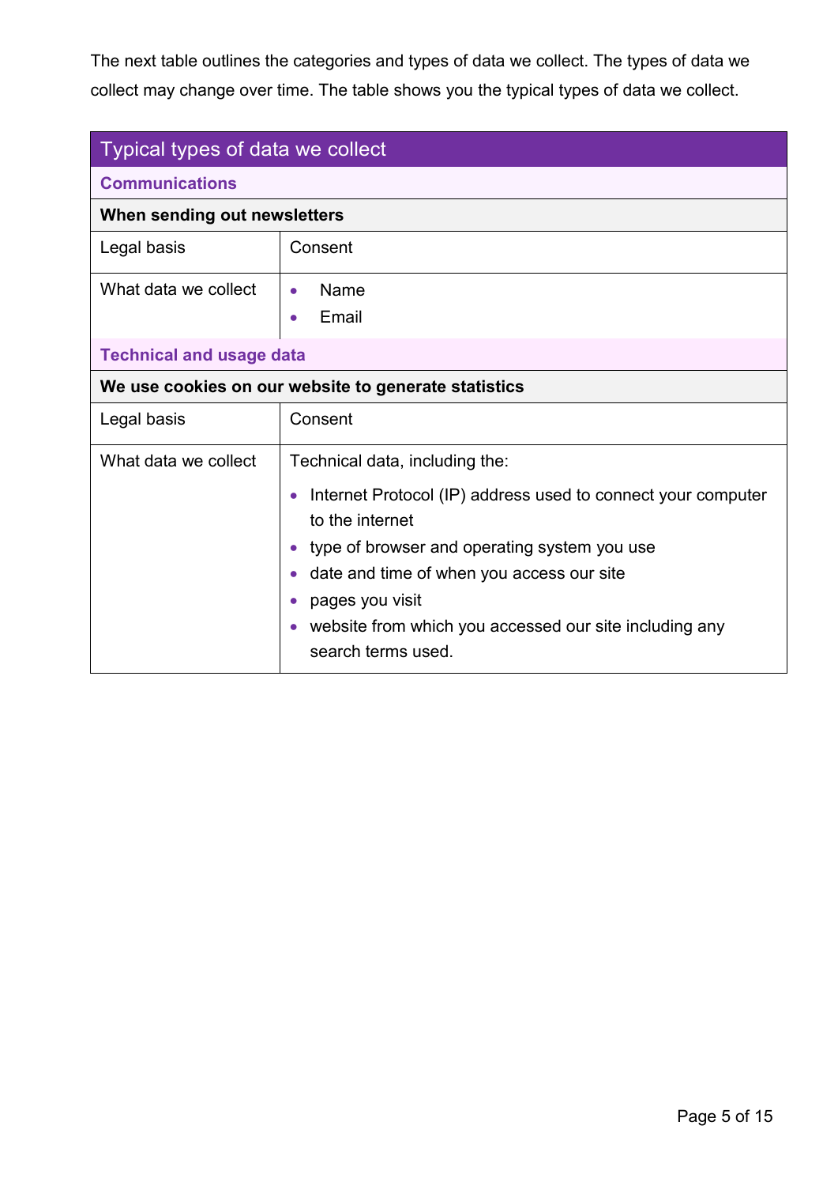The next table outlines the categories and types of data we collect. The types of data we collect may change over time. The table shows you the typical types of data we collect.

| Typical types of data we collect | |
|---|---|
| **Communications** | |
| **When sending out newsletters** | |
| Legal basis | Consent |
| What data we collect | • Name<br>• Email |
| **Technical and usage data** | |
| **We use cookies on our website to generate statistics** | |
| Legal basis | Consent |
| What data we collect | Technical data, including the:<br>• Internet Protocol (IP) address used to connect your computer to the internet<br>• type of browser and operating system you use<br>• date and time of when you access our site<br>• pages you visit<br>• website from which you accessed our site including any search terms used. |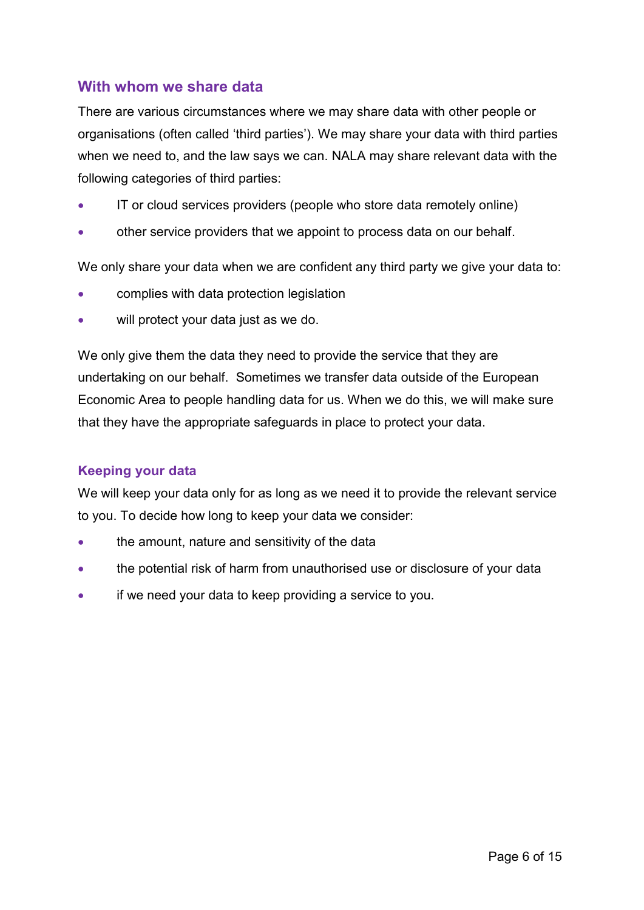## With whom we share data

There are various circumstances where we may share data with other people or organisations (often called 'third parties'). We may share your data with third parties when we need to, and the law says we can. NALA may share relevant data with the following categories of third parties:

- IT or cloud services providers (people who store data remotely online)
- other service providers that we appoint to process data on our behalf.

We only share your data when we are confident any third party we give your data to:

- complies with data protection legislation
- will protect your data just as we do.

We only give them the data they need to provide the service that they are undertaking on our behalf. Sometimes we transfer data outside of the European Economic Area to people handling data for us. When we do this, we will make sure that they have the appropriate safeguards in place to protect your data.

### Keeping your data

We will keep your data only for as long as we need it to provide the relevant service to you. To decide how long to keep your data we consider:

- the amount, nature and sensitivity of the data
- the potential risk of harm from unauthorised use or disclosure of your data
- if we need your data to keep providing a service to you.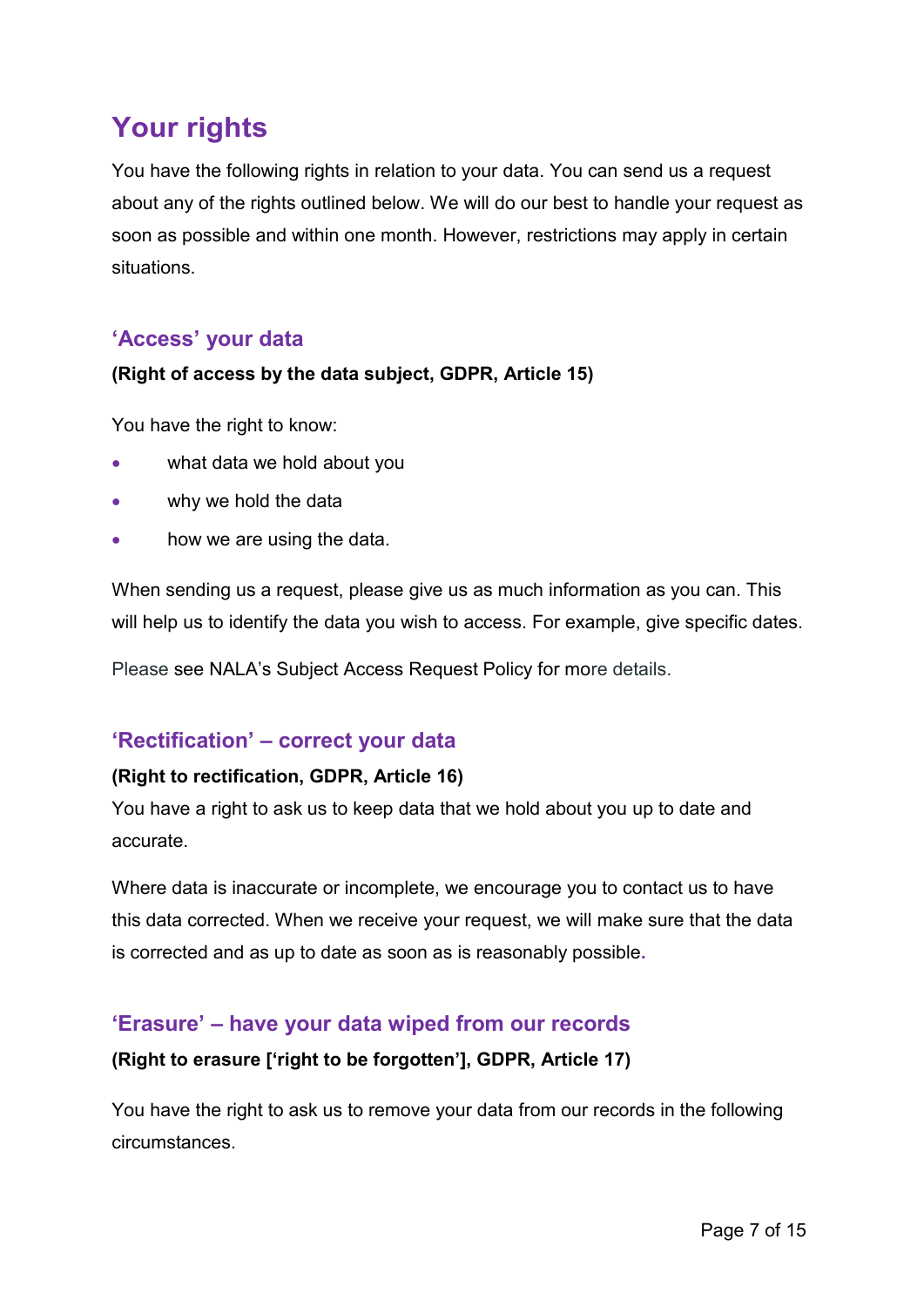# Your rights

You have the following rights in relation to your data. You can send us a request about any of the rights outlined below. We will do our best to handle your request as soon as possible and within one month. However, restrictions may apply in certain situations.

## 'Access' your data

**(Right of access by the data subject, GDPR, Article 15)**

You have the right to know:

- what data we hold about you
- why we hold the data
- how we are using the data.

When sending us a request, please give us as much information as you can. This will help us to identify the data you wish to access. For example, give specific dates.

Please see NALA's Subject Access Request Policy for more details.

## 'Rectification' – correct your data

**(Right to rectification, GDPR, Article 16)**

You have a right to ask us to keep data that we hold about you up to date and accurate.

Where data is inaccurate or incomplete, we encourage you to contact us to have this data corrected. When we receive your request, we will make sure that the data is corrected and as up to date as soon as is reasonably possible.

## 'Erasure' – have your data wiped from our records

**(Right to erasure ['right to be forgotten'], GDPR, Article 17)**

You have the right to ask us to remove your data from our records in the following circumstances.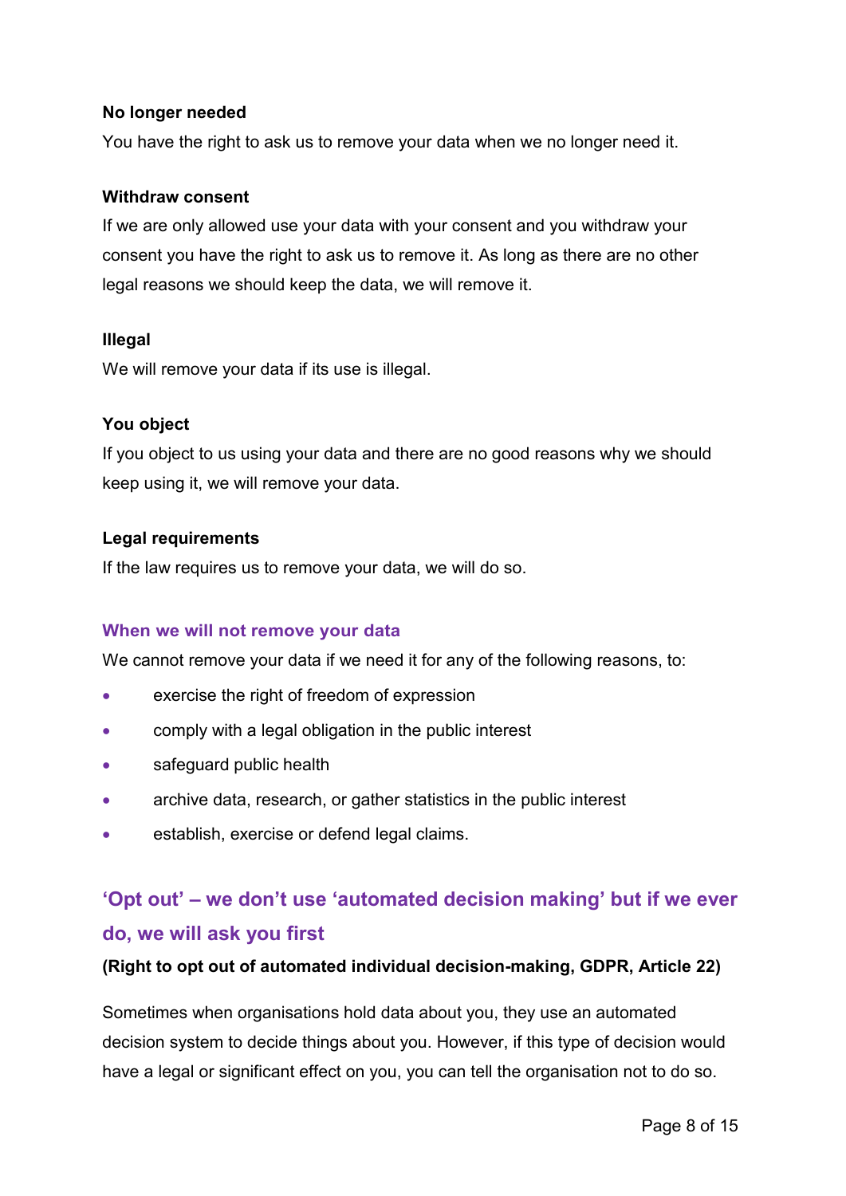### No longer needed

You have the right to ask us to remove your data when we no longer need it.

### Withdraw consent

If we are only allowed use your data with your consent and you withdraw your consent you have the right to ask us to remove it. As long as there are no other legal reasons we should keep the data, we will remove it.

### Illegal

We will remove your data if its use is illegal.

### You object

If you object to us using your data and there are no good reasons why we should keep using it, we will remove your data.

### Legal requirements

If the law requires us to remove your data, we will do so.

### When we will not remove your data

We cannot remove your data if we need it for any of the following reasons, to:

- exercise the right of freedom of expression
- comply with a legal obligation in the public interest
- safeguard public health
- archive data, research, or gather statistics in the public interest
- establish, exercise or defend legal claims.

## 'Opt out' – we don't use 'automated decision making' but if we ever do, we will ask you first

**(Right to opt out of automated individual decision-making, GDPR, Article 22)**

Sometimes when organisations hold data about you, they use an automated decision system to decide things about you. However, if this type of decision would have a legal or significant effect on you, you can tell the organisation not to do so.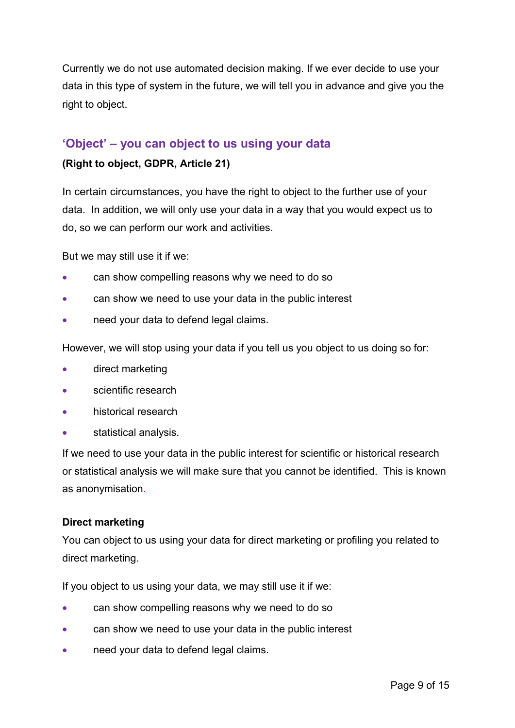Currently we do not use automated decision making. If we ever decide to use your data in this type of system in the future, we will tell you in advance and give you the right to object.

## 'Object' – you can object to us using your data

**(Right to object, GDPR, Article 21)**

In certain circumstances, you have the right to object to the further use of your data. In addition, we will only use your data in a way that you would expect us to do, so we can perform our work and activities.

But we may still use it if we:

- can show compelling reasons why we need to do so
- can show we need to use your data in the public interest
- need your data to defend legal claims.

However, we will stop using your data if you tell us you object to us doing so for:

- direct marketing
- scientific research
- historical research
- statistical analysis.

If we need to use your data in the public interest for scientific or historical research or statistical analysis we will make sure that you cannot be identified. This is known as anonymisation.

**Direct marketing**

You can object to us using your data for direct marketing or profiling you related to direct marketing.

If you object to us using your data, we may still use it if we:

- can show compelling reasons why we need to do so
- can show we need to use your data in the public interest
- need your data to defend legal claims.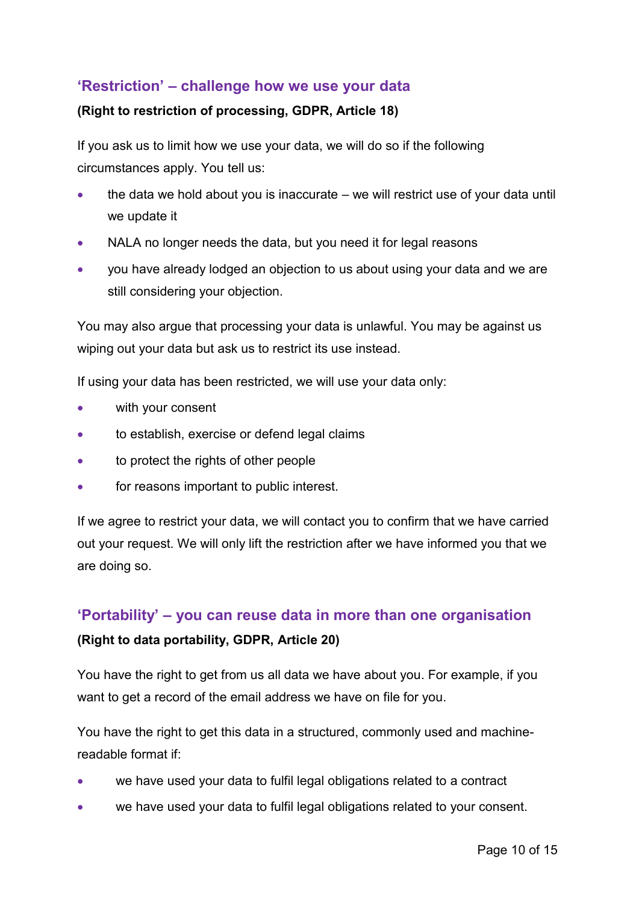## 'Restriction' – challenge how we use your data

**(Right to restriction of processing, GDPR, Article 18)**

If you ask us to limit how we use your data, we will do so if the following circumstances apply. You tell us:

- the data we hold about you is inaccurate – we will restrict use of your data until we update it
- NALA no longer needs the data, but you need it for legal reasons
- you have already lodged an objection to us about using your data and we are still considering your objection.

You may also argue that processing your data is unlawful. You may be against us wiping out your data but ask us to restrict its use instead.

If using your data has been restricted, we will use your data only:

- with your consent
- to establish, exercise or defend legal claims
- to protect the rights of other people
- for reasons important to public interest.

If we agree to restrict your data, we will contact you to confirm that we have carried out your request. We will only lift the restriction after we have informed you that we are doing so.

## 'Portability' – you can reuse data in more than one organisation

**(Right to data portability, GDPR, Article 20)**

You have the right to get from us all data we have about you. For example, if you want to get a record of the email address we have on file for you.

You have the right to get this data in a structured, commonly used and machine-readable format if:

- we have used your data to fulfil legal obligations related to a contract
- we have used your data to fulfil legal obligations related to your consent.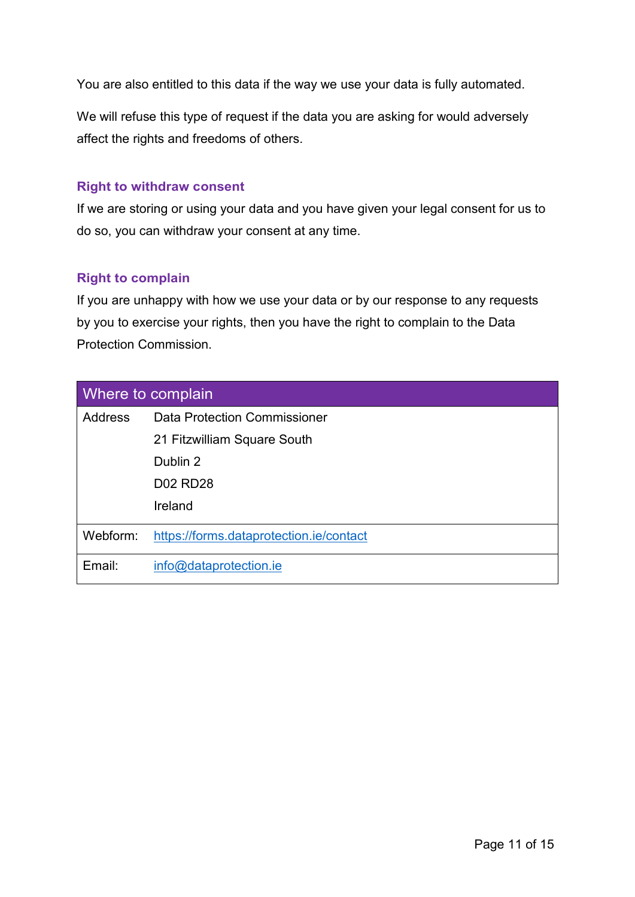You are also entitled to this data if the way we use your data is fully automated.

We will refuse this type of request if the data you are asking for would adversely affect the rights and freedoms of others.

### Right to withdraw consent

If we are storing or using your data and you have given your legal consent for us to do so, you can withdraw your consent at any time.

### Right to complain

If you are unhappy with how we use your data or by our response to any requests by you to exercise your rights, then you have the right to complain to the Data Protection Commission.

| Where to complain | |
|---|---|
| Address | Data Protection Commissioner<br>21 Fitzwilliam Square South<br>Dublin 2<br>D02 RD28<br>Ireland |
| Webform: | https://forms.dataprotection.ie/contact |
| Email: | info@dataprotection.ie |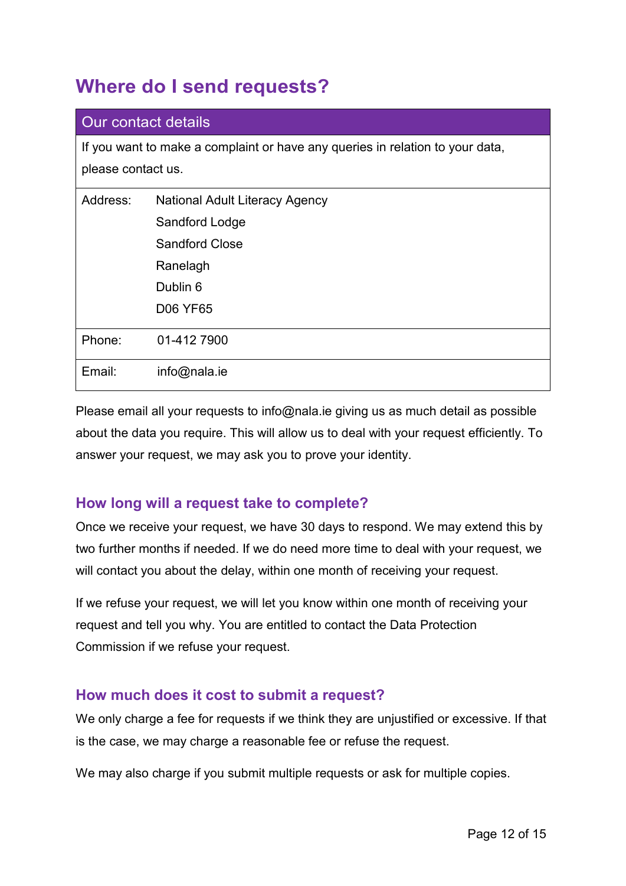## Where do I send requests?

| Our contact details | |
|---|---|
| If you want to make a complaint or have any queries in relation to your data, please contact us. | |
| Address: | National Adult Literacy Agency<br>Sandford Lodge<br>Sandford Close<br>Ranelagh<br>Dublin 6<br>D06 YF65 |
| Phone: | 01-412 7900 |
| Email: | info@nala.ie |

Please email all your requests to info@nala.ie giving us as much detail as possible about the data you require. This will allow us to deal with your request efficiently. To answer your request, we may ask you to prove your identity.

### How long will a request take to complete?

Once we receive your request, we have 30 days to respond. We may extend this by two further months if needed. If we do need more time to deal with your request, we will contact you about the delay, within one month of receiving your request.

If we refuse your request, we will let you know within one month of receiving your request and tell you why. You are entitled to contact the Data Protection Commission if we refuse your request.

### How much does it cost to submit a request?

We only charge a fee for requests if we think they are unjustified or excessive. If that is the case, we may charge a reasonable fee or refuse the request.

We may also charge if you submit multiple requests or ask for multiple copies.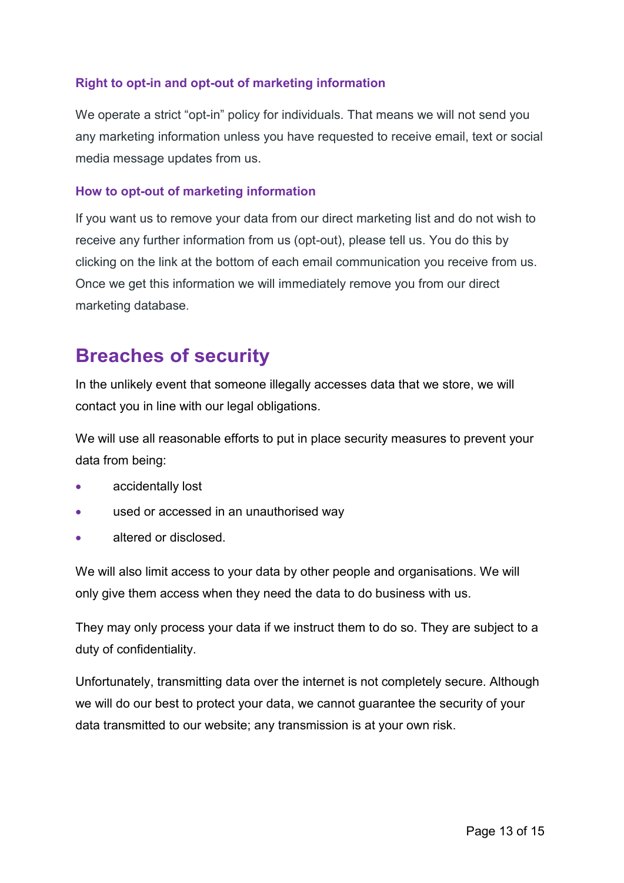### Right to opt-in and opt-out of marketing information

We operate a strict "opt-in" policy for individuals. That means we will not send you any marketing information unless you have requested to receive email, text or social media message updates from us.

### How to opt-out of marketing information

If you want us to remove your data from our direct marketing list and do not wish to receive any further information from us (opt-out), please tell us. You do this by clicking on the link at the bottom of each email communication you receive from us. Once we get this information we will immediately remove you from our direct marketing database.

## Breaches of security

In the unlikely event that someone illegally accesses data that we store, we will contact you in line with our legal obligations.

We will use all reasonable efforts to put in place security measures to prevent your data from being:

- accidentally lost
- used or accessed in an unauthorised way
- altered or disclosed.

We will also limit access to your data by other people and organisations. We will only give them access when they need the data to do business with us.

They may only process your data if we instruct them to do so. They are subject to a duty of confidentiality.

Unfortunately, transmitting data over the internet is not completely secure. Although we will do our best to protect your data, we cannot guarantee the security of your data transmitted to our website; any transmission is at your own risk.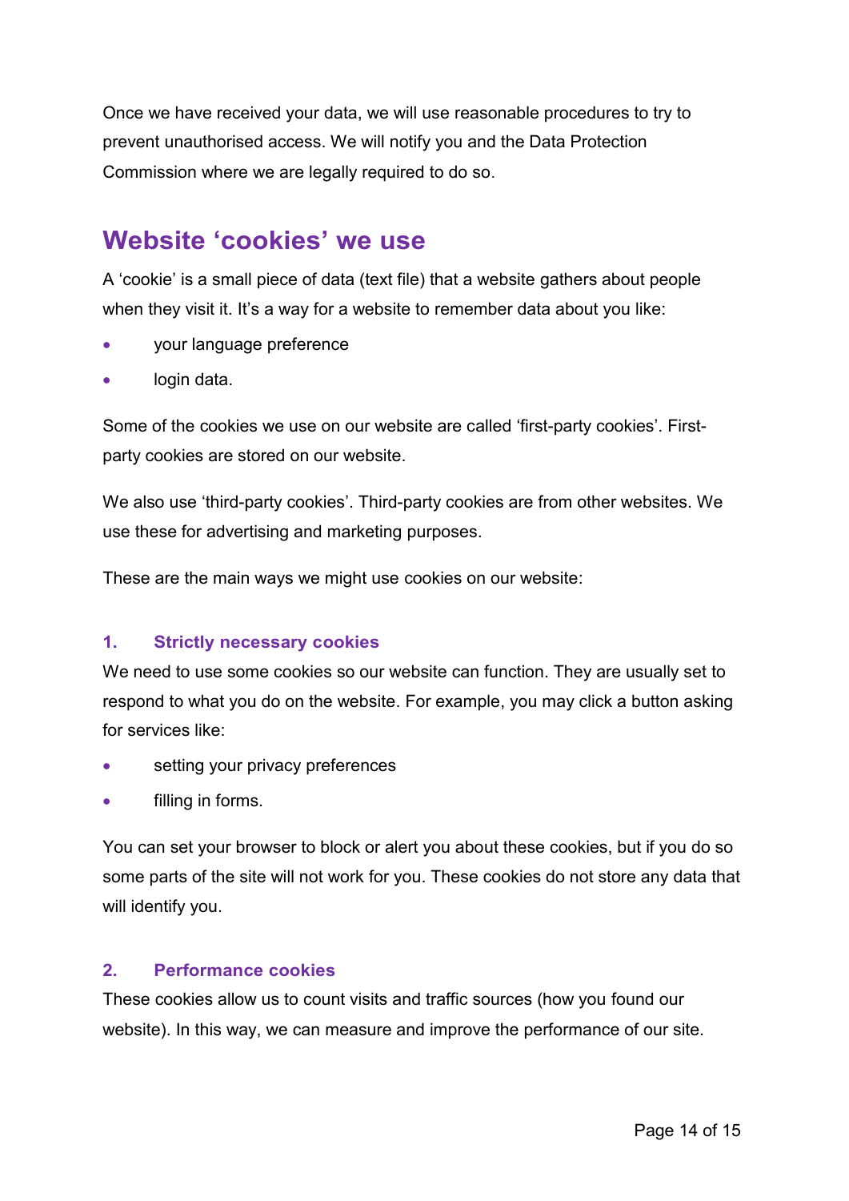Once we have received your data, we will use reasonable procedures to try to prevent unauthorised access. We will notify you and the Data Protection Commission where we are legally required to do so.

## Website 'cookies' we use

A 'cookie' is a small piece of data (text file) that a website gathers about people when they visit it. It's a way for a website to remember data about you like:

- your language preference
- login data.

Some of the cookies we use on our website are called 'first-party cookies'. First-party cookies are stored on our website.

We also use 'third-party cookies'. Third-party cookies are from other websites. We use these for advertising and marketing purposes.

These are the main ways we might use cookies on our website:

### 1. Strictly necessary cookies

We need to use some cookies so our website can function. They are usually set to respond to what you do on the website. For example, you may click a button asking for services like:

- setting your privacy preferences
- filling in forms.

You can set your browser to block or alert you about these cookies, but if you do so some parts of the site will not work for you. These cookies do not store any data that will identify you.

### 2. Performance cookies

These cookies allow us to count visits and traffic sources (how you found our website). In this way, we can measure and improve the performance of our site.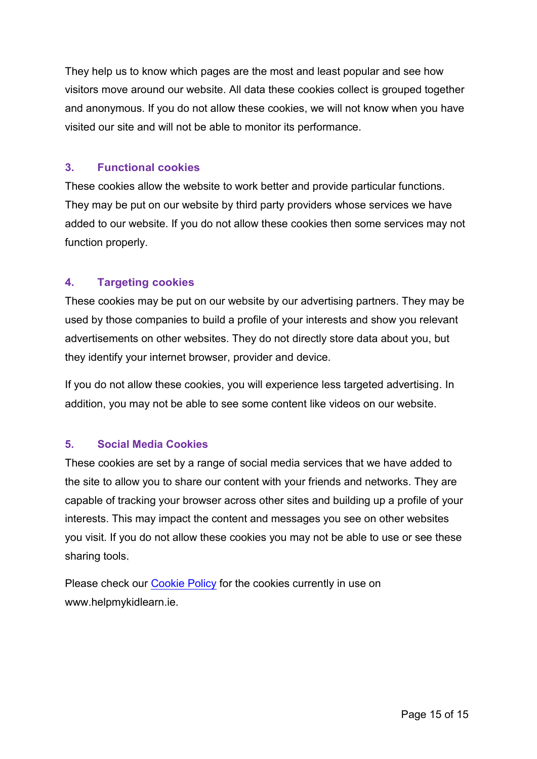They help us to know which pages are the most and least popular and see how visitors move around our website. All data these cookies collect is grouped together and anonymous. If you do not allow these cookies, we will not know when you have visited our site and will not be able to monitor its performance.

### 3. Functional cookies

These cookies allow the website to work better and provide particular functions. They may be put on our website by third party providers whose services we have added to our website. If you do not allow these cookies then some services may not function properly.

### 4. Targeting cookies

These cookies may be put on our website by our advertising partners. They may be used by those companies to build a profile of your interests and show you relevant advertisements on other websites. They do not directly store data about you, but they identify your internet browser, provider and device.

If you do not allow these cookies, you will experience less targeted advertising. In addition, you may not be able to see some content like videos on our website.

### 5. Social Media Cookies

These cookies are set by a range of social media services that we have added to the site to allow you to share our content with your friends and networks. They are capable of tracking your browser across other sites and building up a profile of your interests. This may impact the content and messages you see on other websites you visit. If you do not allow these cookies you may not be able to use or see these sharing tools.

Please check our [Cookie Policy]() for the cookies currently in use on www.helpmykidlearn.ie.